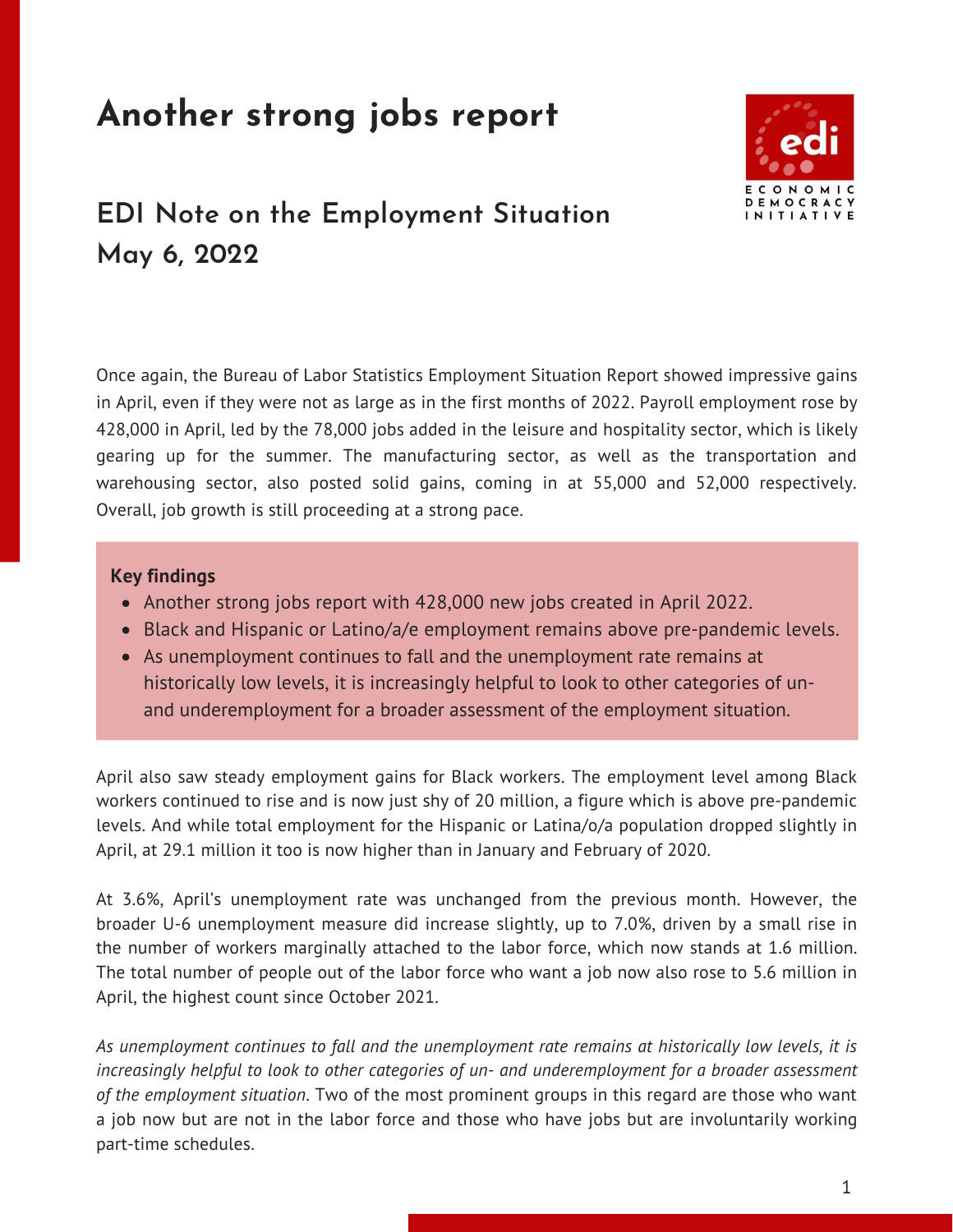# Another strong jobs report

## EDI Note on the Employment Situation
## May 6, 2022

ECONOMIC DEMOCRACY INITIATIVE

Once again, the Bureau of Labor Statistics Employment Situation Report showed impressive gains in April, even if they were not as large as in the first months of 2022. Payroll employment rose by 428,000 in April, led by the 78,000 jobs added in the leisure and hospitality sector, which is likely gearing up for the summer. The manufacturing sector, as well as the transportation and warehousing sector, also posted solid gains, coming in at 55,000 and 52,000 respectively. Overall, job growth is still proceeding at a strong pace.

**Key findings**

- Another strong jobs report with 428,000 new jobs created in April 2022.
- Black and Hispanic or Latino/a/e employment remains above pre-pandemic levels.
- As unemployment continues to fall and the unemployment rate remains at historically low levels, it is increasingly helpful to look to other categories of un- and underemployment for a broader assessment of the employment situation.

April also saw steady employment gains for Black workers. The employment level among Black workers continued to rise and is now just shy of 20 million, a figure which is above pre-pandemic levels. And while total employment for the Hispanic or Latina/o/a population dropped slightly in April, at 29.1 million it too is now higher than in January and February of 2020.

At 3.6%, April's unemployment rate was unchanged from the previous month. However, the broader U-6 unemployment measure did increase slightly, up to 7.0%, driven by a small rise in the number of workers marginally attached to the labor force, which now stands at 1.6 million. The total number of people out of the labor force who want a job now also rose to 5.6 million in April, the highest count since October 2021.

*As unemployment continues to fall and the unemployment rate remains at historically low levels, it is increasingly helpful to look to other categories of un- and underemployment for a broader assessment of the employment situation*. Two of the most prominent groups in this regard are those who want a job now but are not in the labor force and those who have jobs but are involuntarily working part-time schedules.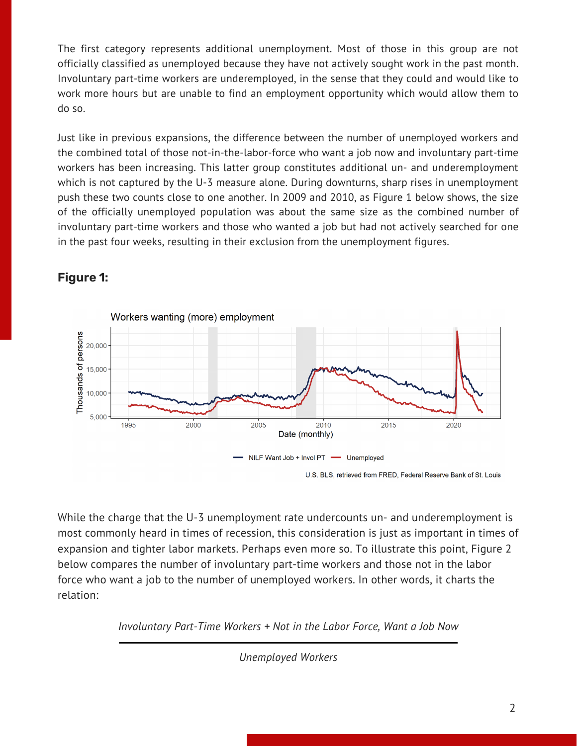The first category represents additional unemployment. Most of those in this group are not officially classified as unemployed because they have not actively sought work in the past month. Involuntary part-time workers are underemployed, in the sense that they could and would like to work more hours but are unable to find an employment opportunity which would allow them to do so.

Just like in previous expansions, the difference between the number of unemployed workers and the combined total of those not-in-the-labor-force who want a job now and involuntary part-time workers has been increasing. This latter group constitutes additional un- and underemployment which is not captured by the U-3 measure alone. During downturns, sharp rises in unemployment push these two counts close to one another. In 2009 and 2010, as Figure 1 below shows, the size of the officially unemployed population was about the same size as the combined number of involuntary part-time workers and those who wanted a job but had not actively searched for one in the past four weeks, resulting in their exclusion from the unemployment figures.

**Figure 1:**

While the charge that the U-3 unemployment rate undercounts un- and underemployment is most commonly heard in times of recession, this consideration is just as important in times of expansion and tighter labor markets. Perhaps even more so. To illustrate this point, Figure 2 below compares the number of involuntary part-time workers and those not in the labor force who want a job to the number of unemployed workers. In other words, it charts the relation:

$$\frac{\textit{Involuntary Part-Time Workers + Not in the Labor Force, Want a Job Now}}{\textit{Unemployed Workers}}$$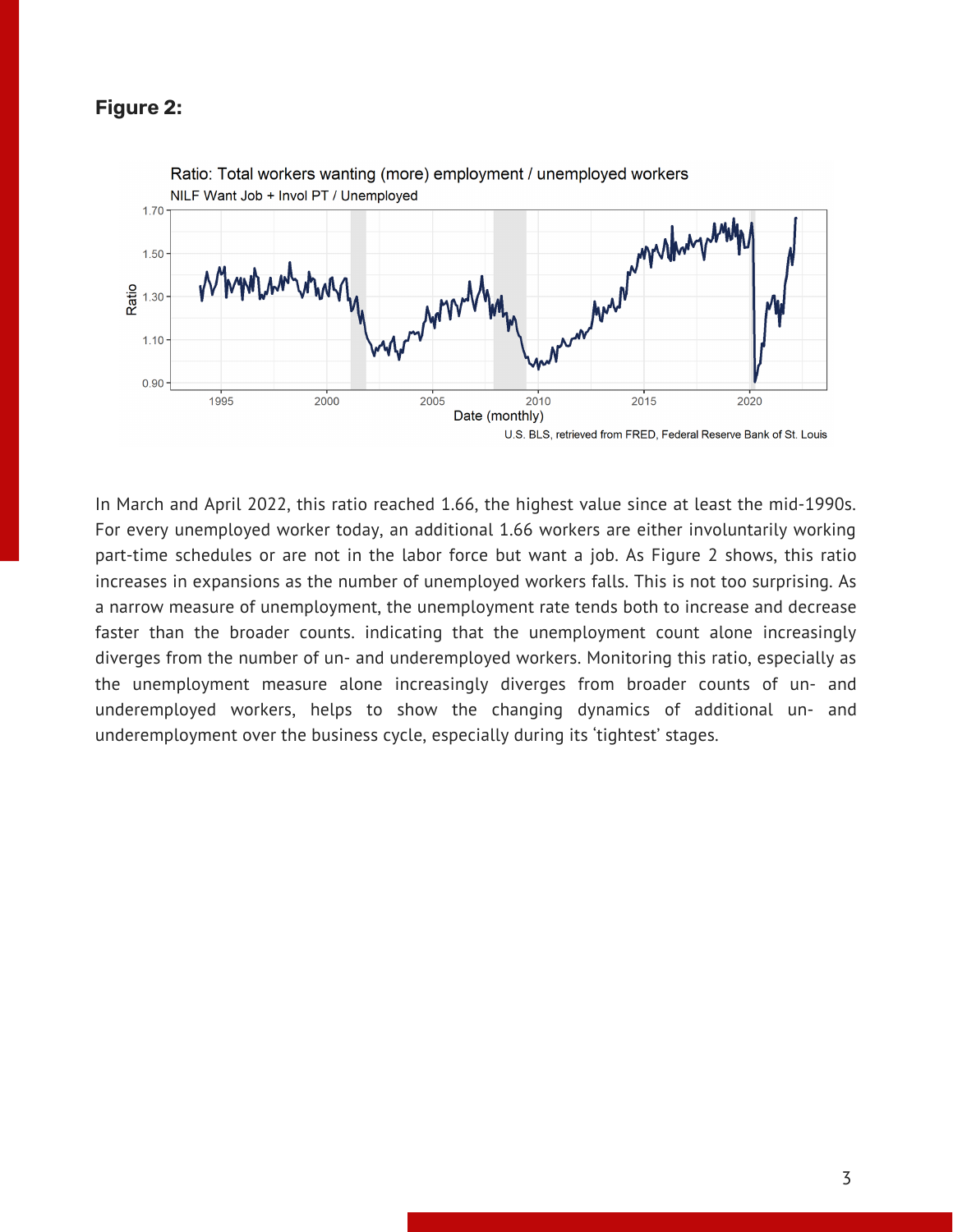**Figure 2:**

Ratio: Total workers wanting (more) employment / unemployed workers

NILF Want Job + Invol PT / Unemployed

Ratio

1.70
1.50
1.30
1.10
0.90

1995
2000
2005
2010
2015
2020

Date (monthly)

U.S. BLS, retrieved from FRED, Federal Reserve Bank of St. Louis

In March and April 2022, this ratio reached 1.66, the highest value since at least the mid-1990s. For every unemployed worker today, an additional 1.66 workers are either involuntarily working part-time schedules or are not in the labor force but want a job. As Figure 2 shows, this ratio increases in expansions as the number of unemployed workers falls. This is not too surprising. As a narrow measure of unemployment, the unemployment rate tends both to increase and decrease faster than the broader counts. indicating that the unemployment count alone increasingly diverges from the number of un- and underemployed workers. Monitoring this ratio, especially as the unemployment measure alone increasingly diverges from broader counts of un- and underemployed workers, helps to show the changing dynamics of additional un- and underemployment over the business cycle, especially during its 'tightest' stages.